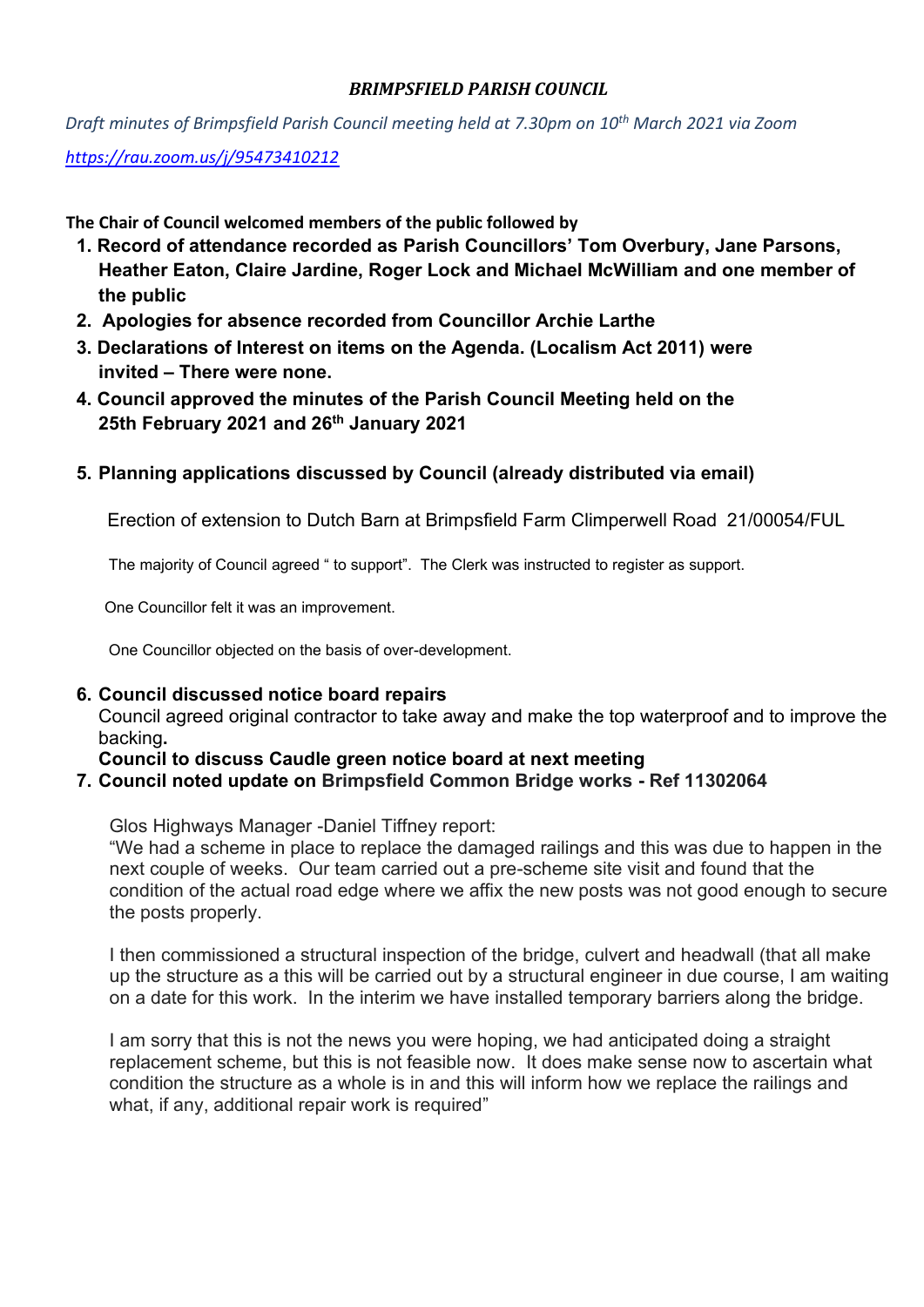### *BRIMPSFIELD PARISH COUNCIL*

*Draft minutes of Brimpsfield Parish Council meeting held at 7.30pm on 10th March 2021 via Zoom*

*https://rau.zoom.us/j/95473410212*

**The Chair of Council welcomed members of the public followed by**

1. **Record of attendance recorded as Parish Councillors' Tom Overbury, Jane Parsons, Heather Eaton, Claire Jardine, Roger Lock and Michael McWilliam and one member of the public**
2. **Apologies for absence recorded from Councillor Archie Larthe**
3. **Declarations of Interest on items on the Agenda. (Localism Act 2011) were invited – There were none.**
4. **Council approved the minutes of the Parish Council Meeting held on the 25th February 2021 and 26th January 2021**
5. **Planning applications discussed by Council (already distributed via email)**

   Erection of extension to Dutch Barn at Brimpsfield Farm Climperwell Road 21/00054/FUL

   The majority of Council agreed " to support". The Clerk was instructed to register as support.

   One Councillor felt it was an improvement.

   One Councillor objected on the basis of over-development.

6. **Council discussed notice board repairs**

   Council agreed original contractor to take away and make the top waterproof and to improve the backing**.**

   **Council to discuss Caudle green notice board at next meeting**

7. **Council noted update on Brimpsfield Common Bridge works - Ref 11302064**

   Glos Highways Manager -Daniel Tiffney report:

   "We had a scheme in place to replace the damaged railings and this was due to happen in the next couple of weeks. Our team carried out a pre-scheme site visit and found that the condition of the actual road edge where we affix the new posts was not good enough to secure the posts properly.

   I then commissioned a structural inspection of the bridge, culvert and headwall (that all make up the structure as a this will be carried out by a structural engineer in due course, I am waiting on a date for this work. In the interim we have installed temporary barriers along the bridge.

   I am sorry that this is not the news you were hoping, we had anticipated doing a straight replacement scheme, but this is not feasible now. It does make sense now to ascertain what condition the structure as a whole is in and this will inform how we replace the railings and what, if any, additional repair work is required"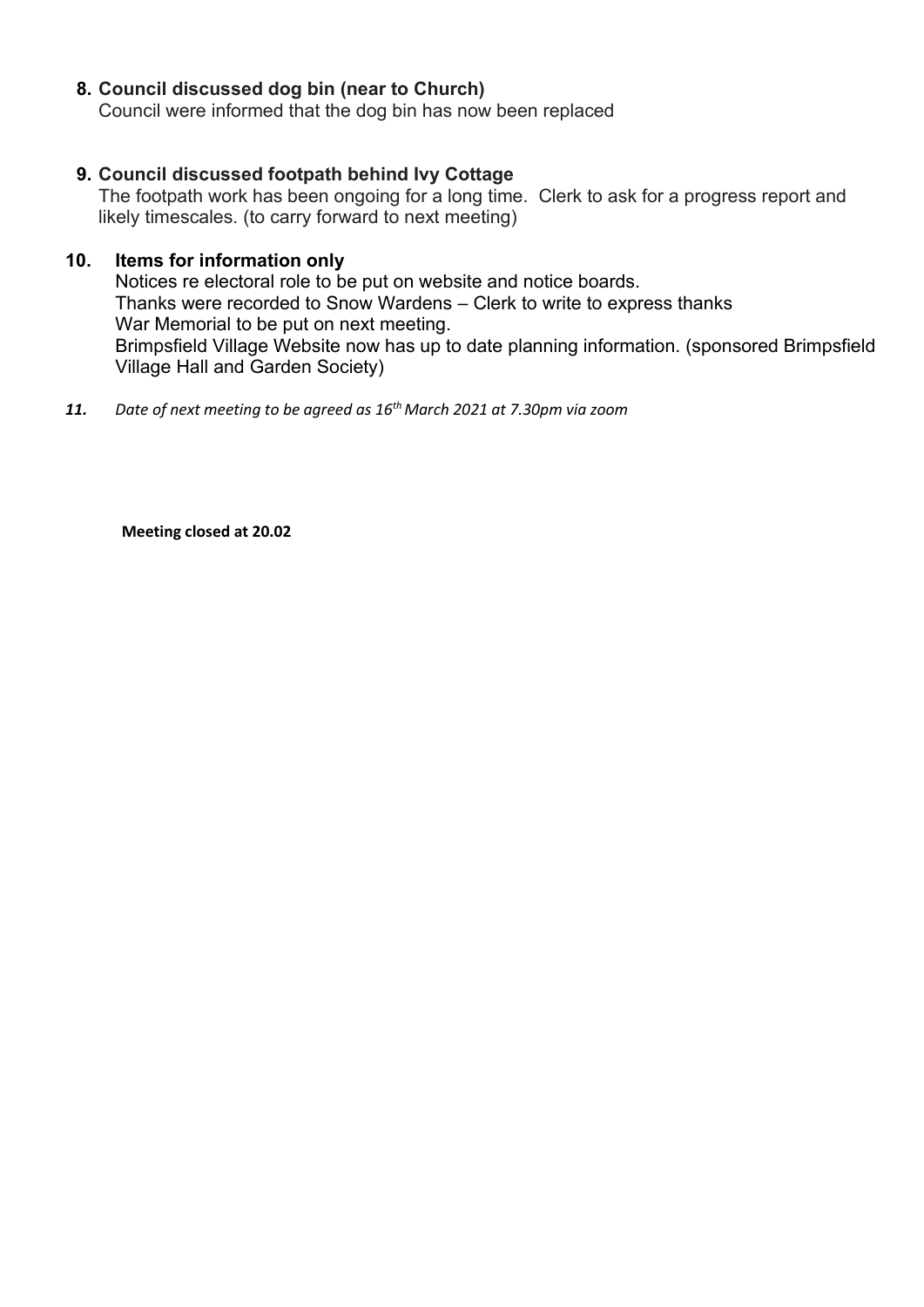**8. Council discussed dog bin (near to Church)**

Council were informed that the dog bin has now been replaced

**9. Council discussed footpath behind Ivy Cottage**

The footpath work has been ongoing for a long time. Clerk to ask for a progress report and likely timescales. (to carry forward to next meeting)

**10. Items for information only**

Notices re electoral role to be put on website and notice boards.
Thanks were recorded to Snow Wardens – Clerk to write to express thanks
War Memorial to be put on next meeting.
Brimpsfield Village Website now has up to date planning information. (sponsored Brimpsfield Village Hall and Garden Society)

***11.*** *Date of next meeting to be agreed as 16th March 2021 at 7.30pm via zoom*

**Meeting closed at 20.02**